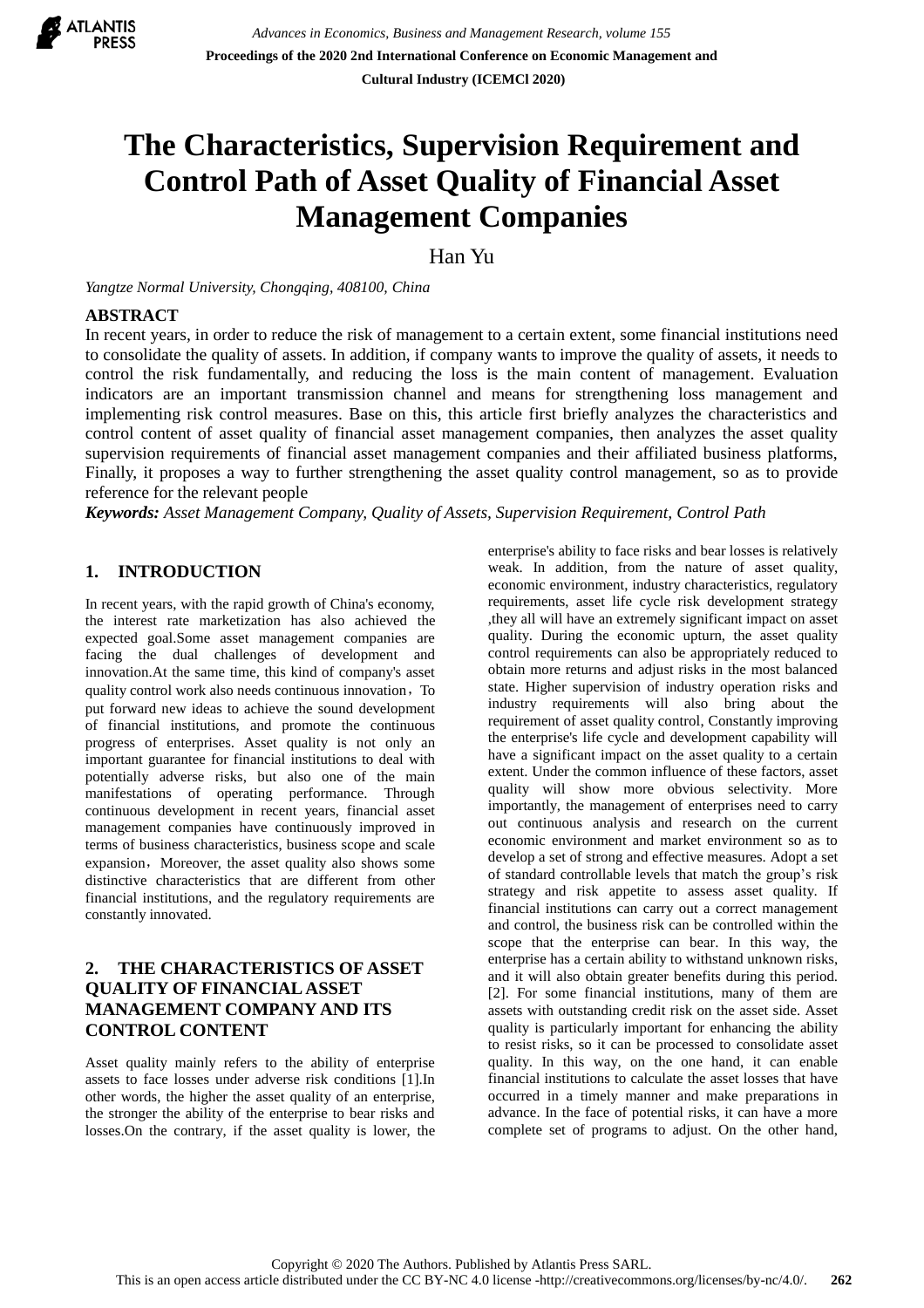# The Characteristics, Supervision Requirement and Control Path of Asset Quality of Financial Asset Management Companies

Han Yu

*Yangtze Normal University, Chongqing, 408100, China*

## ABSTRACT

In recent years, in order to reduce the risk of management to a certain extent, some financial institutions need to consolidate the quality of assets. In addition, if company wants to improve the quality of assets, it needs to control the risk fundamentally, and reducing the loss is the main content of management. Evaluation indicators are an important transmission channel and means for strengthening loss management and implementing risk control measures. Base on this, this article first briefly analyzes the characteristics and control content of asset quality of financial asset management companies, then analyzes the asset quality supervision requirements of financial asset management companies and their affiliated business platforms, Finally, it proposes a way to further strengthening the asset quality control management, so as to provide reference for the relevant people

***Keywords:*** *Asset Management Company, Quality of Assets, Supervision Requirement, Control Path*

## 1. INTRODUCTION

In recent years, with the rapid growth of China's economy, the interest rate marketization has also achieved the expected goal.Some asset management companies are facing the dual challenges of development and innovation.At the same time, this kind of company's asset quality control work also needs continuous innovation，To put forward new ideas to achieve the sound development of financial institutions, and promote the continuous progress of enterprises. Asset quality is not only an important guarantee for financial institutions to deal with potentially adverse risks, but also one of the main manifestations of operating performance. Through continuous development in recent years, financial asset management companies have continuously improved in terms of business characteristics, business scope and scale expansion，Moreover, the asset quality also shows some distinctive characteristics that are different from other financial institutions, and the regulatory requirements are constantly innovated.

## 2. THE CHARACTERISTICS OF ASSET QUALITY OF FINANCIAL ASSET MANAGEMENT COMPANY AND ITS CONTROL CONTENT

Asset quality mainly refers to the ability of enterprise assets to face losses under adverse risk conditions [1].In other words, the higher the asset quality of an enterprise, the stronger the ability of the enterprise to bear risks and losses.On the contrary, if the asset quality is lower, the enterprise's ability to face risks and bear losses is relatively weak. In addition, from the nature of asset quality, economic environment, industry characteristics, regulatory requirements, asset life cycle risk development strategy ,they all will have an extremely significant impact on asset quality. During the economic upturn, the asset quality control requirements can also be appropriately reduced to obtain more returns and adjust risks in the most balanced state. Higher supervision of industry operation risks and industry requirements will also bring about the requirement of asset quality control, Constantly improving the enterprise's life cycle and development capability will have a significant impact on the asset quality to a certain extent. Under the common influence of these factors, asset quality will show more obvious selectivity. More importantly, the management of enterprises need to carry out continuous analysis and research on the current economic environment and market environment so as to develop a set of strong and effective measures. Adopt a set of standard controllable levels that match the group's risk strategy and risk appetite to assess asset quality. If financial institutions can carry out a correct management and control, the business risk can be controlled within the scope that the enterprise can bear. In this way, the enterprise has a certain ability to withstand unknown risks, and it will also obtain greater benefits during this period. [2]. For some financial institutions, many of them are assets with outstanding credit risk on the asset side. Asset quality is particularly important for enhancing the ability to resist risks, so it can be processed to consolidate asset quality. In this way, on the one hand, it can enable financial institutions to calculate the asset losses that have occurred in a timely manner and make preparations in advance. In the face of potential risks, it can have a more complete set of programs to adjust. On the other hand,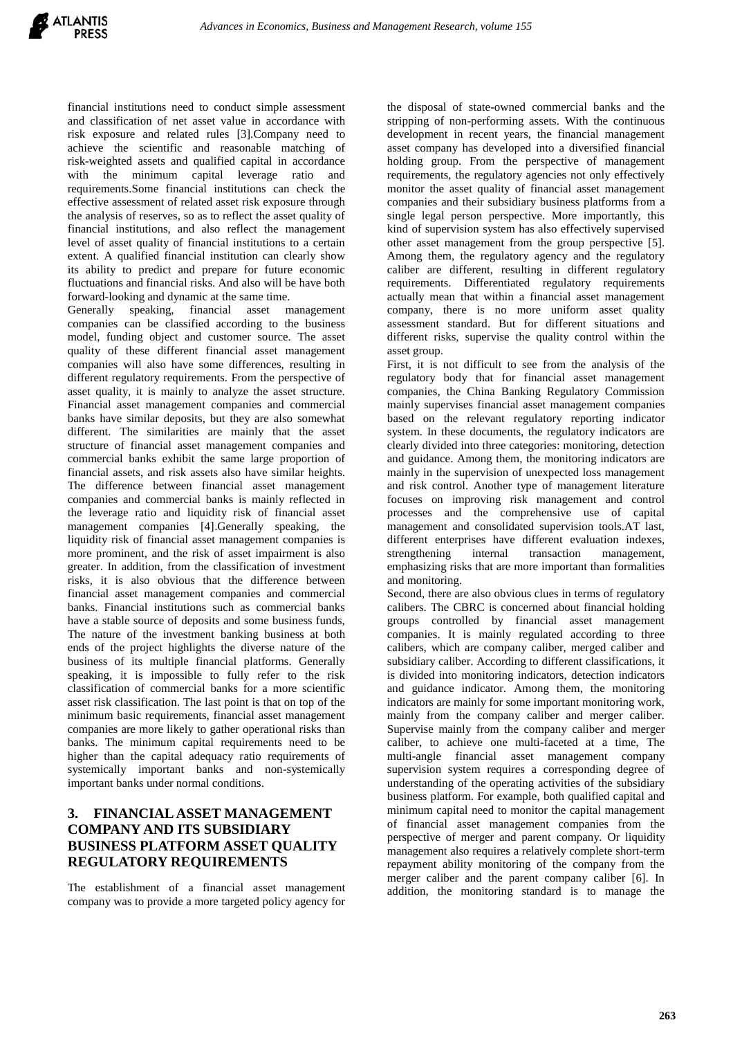financial institutions need to conduct simple assessment and classification of net asset value in accordance with risk exposure and related rules [3].Company need to achieve the scientific and reasonable matching of risk-weighted assets and qualified capital in accordance with the minimum capital leverage ratio and requirements.Some financial institutions can check the effective assessment of related asset risk exposure through the analysis of reserves, so as to reflect the asset quality of financial institutions, and also reflect the management level of asset quality of financial institutions to a certain extent. A qualified financial institution can clearly show its ability to predict and prepare for future economic fluctuations and financial risks. And also will be have both forward-looking and dynamic at the same time.

Generally speaking, financial asset management companies can be classified according to the business model, funding object and customer source. The asset quality of these different financial asset management companies will also have some differences, resulting in different regulatory requirements. From the perspective of asset quality, it is mainly to analyze the asset structure. Financial asset management companies and commercial banks have similar deposits, but they are also somewhat different. The similarities are mainly that the asset structure of financial asset management companies and commercial banks exhibit the same large proportion of financial assets, and risk assets also have similar heights. The difference between financial asset management companies and commercial banks is mainly reflected in the leverage ratio and liquidity risk of financial asset management companies [4].Generally speaking, the liquidity risk of financial asset management companies is more prominent, and the risk of asset impairment is also greater. In addition, from the classification of investment risks, it is also obvious that the difference between financial asset management companies and commercial banks. Financial institutions such as commercial banks have a stable source of deposits and some business funds, The nature of the investment banking business at both ends of the project highlights the diverse nature of the business of its multiple financial platforms. Generally speaking, it is impossible to fully refer to the risk classification of commercial banks for a more scientific asset risk classification. The last point is that on top of the minimum basic requirements, financial asset management companies are more likely to gather operational risks than banks. The minimum capital requirements need to be higher than the capital adequacy ratio requirements of systemically important banks and non-systemically important banks under normal conditions.

## 3. FINANCIAL ASSET MANAGEMENT COMPANY AND ITS SUBSIDIARY BUSINESS PLATFORM ASSET QUALITY REGULATORY REQUIREMENTS

The establishment of a financial asset management company was to provide a more targeted policy agency for the disposal of state-owned commercial banks and the stripping of non-performing assets. With the continuous development in recent years, the financial management asset company has developed into a diversified financial holding group. From the perspective of management requirements, the regulatory agencies not only effectively monitor the asset quality of financial asset management companies and their subsidiary business platforms from a single legal person perspective. More importantly, this kind of supervision system has also effectively supervised other asset management from the group perspective [5]. Among them, the regulatory agency and the regulatory caliber are different, resulting in different regulatory requirements. Differentiated regulatory requirements actually mean that within a financial asset management company, there is no more uniform asset quality assessment standard. But for different situations and different risks, supervise the quality control within the asset group.

First, it is not difficult to see from the analysis of the regulatory body that for financial asset management companies, the China Banking Regulatory Commission mainly supervises financial asset management companies based on the relevant regulatory reporting indicator system. In these documents, the regulatory indicators are clearly divided into three categories: monitoring, detection and guidance. Among them, the monitoring indicators are mainly in the supervision of unexpected loss management and risk control. Another type of management literature focuses on improving risk management and control processes and the comprehensive use of capital management and consolidated supervision tools.AT last, different enterprises have different evaluation indexes, strengthening internal transaction management, emphasizing risks that are more important than formalities and monitoring.

Second, there are also obvious clues in terms of regulatory calibers. The CBRC is concerned about financial holding groups controlled by financial asset management companies. It is mainly regulated according to three calibers, which are company caliber, merged caliber and subsidiary caliber. According to different classifications, it is divided into monitoring indicators, detection indicators and guidance indicator. Among them, the monitoring indicators are mainly for some important monitoring work, mainly from the company caliber and merger caliber. Supervise mainly from the company caliber and merger caliber, to achieve one multi-faceted at a time, The multi-angle financial asset management company supervision system requires a corresponding degree of understanding of the operating activities of the subsidiary business platform. For example, both qualified capital and minimum capital need to monitor the capital management of financial asset management companies from the perspective of merger and parent company. Or liquidity management also requires a relatively complete short-term repayment ability monitoring of the company from the merger caliber and the parent company caliber [6]. In addition, the monitoring standard is to manage the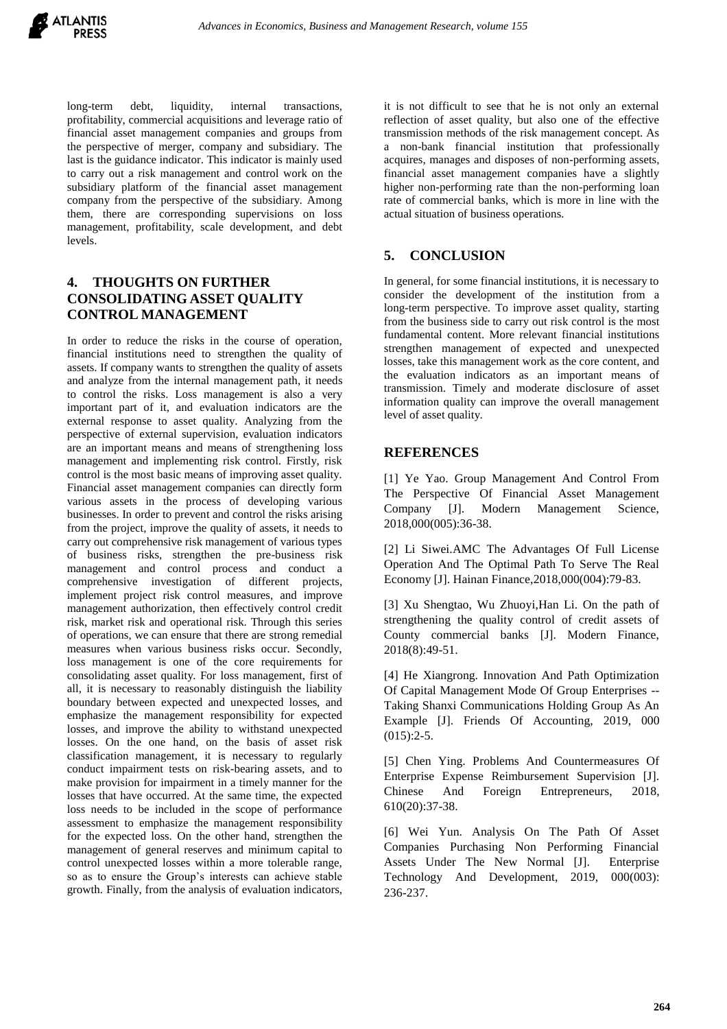long-term debt, liquidity, internal transactions, profitability, commercial acquisitions and leverage ratio of financial asset management companies and groups from the perspective of merger, company and subsidiary. The last is the guidance indicator. This indicator is mainly used to carry out a risk management and control work on the subsidiary platform of the financial asset management company from the perspective of the subsidiary. Among them, there are corresponding supervisions on loss management, profitability, scale development, and debt levels.

## 4. THOUGHTS ON FURTHER CONSOLIDATING ASSET QUALITY CONTROL MANAGEMENT

In order to reduce the risks in the course of operation, financial institutions need to strengthen the quality of assets. If company wants to strengthen the quality of assets and analyze from the internal management path, it needs to control the risks. Loss management is also a very important part of it, and evaluation indicators are the external response to asset quality. Analyzing from the perspective of external supervision, evaluation indicators are an important means and means of strengthening loss management and implementing risk control. Firstly, risk control is the most basic means of improving asset quality. Financial asset management companies can directly form various assets in the process of developing various businesses. In order to prevent and control the risks arising from the project, improve the quality of assets, it needs to carry out comprehensive risk management of various types of business risks, strengthen the pre-business risk management and control process and conduct a comprehensive investigation of different projects, implement project risk control measures, and improve management authorization, then effectively control credit risk, market risk and operational risk. Through this series of operations, we can ensure that there are strong remedial measures when various business risks occur. Secondly, loss management is one of the core requirements for consolidating asset quality. For loss management, first of all, it is necessary to reasonably distinguish the liability boundary between expected and unexpected losses, and emphasize the management responsibility for expected losses, and improve the ability to withstand unexpected losses. On the one hand, on the basis of asset risk classification management, it is necessary to regularly conduct impairment tests on risk-bearing assets, and to make provision for impairment in a timely manner for the losses that have occurred. At the same time, the expected loss needs to be included in the scope of performance assessment to emphasize the management responsibility for the expected loss. On the other hand, strengthen the management of general reserves and minimum capital to control unexpected losses within a more tolerable range, so as to ensure the Group's interests can achieve stable growth. Finally, from the analysis of evaluation indicators, it is not difficult to see that he is not only an external reflection of asset quality, but also one of the effective transmission methods of the risk management concept. As a non-bank financial institution that professionally acquires, manages and disposes of non-performing assets, financial asset management companies have a slightly higher non-performing rate than the non-performing loan rate of commercial banks, which is more in line with the actual situation of business operations.

## 5. CONCLUSION

In general, for some financial institutions, it is necessary to consider the development of the institution from a long-term perspective. To improve asset quality, starting from the business side to carry out risk control is the most fundamental content. More relevant financial institutions strengthen management of expected and unexpected losses, take this management work as the core content, and the evaluation indicators as an important means of transmission. Timely and moderate disclosure of asset information quality can improve the overall management level of asset quality.

## REFERENCES

[1] Ye Yao. Group Management And Control From The Perspective Of Financial Asset Management Company [J]. Modern Management Science, 2018,000(005):36-38.

[2] Li Siwei.AMC The Advantages Of Full License Operation And The Optimal Path To Serve The Real Economy [J]. Hainan Finance,2018,000(004):79-83.

[3] Xu Shengtao, Wu Zhuoyi,Han Li. On the path of strengthening the quality control of credit assets of County commercial banks [J]. Modern Finance, 2018(8):49-51.

[4] He Xiangrong. Innovation And Path Optimization Of Capital Management Mode Of Group Enterprises -- Taking Shanxi Communications Holding Group As An Example [J]. Friends Of Accounting, 2019, 000 (015):2-5.

[5] Chen Ying. Problems And Countermeasures Of Enterprise Expense Reimbursement Supervision [J]. Chinese And Foreign Entrepreneurs, 2018, 610(20):37-38.

[6] Wei Yun. Analysis On The Path Of Asset Companies Purchasing Non Performing Financial Assets Under The New Normal [J]. Enterprise Technology And Development, 2019, 000(003): 236-237.